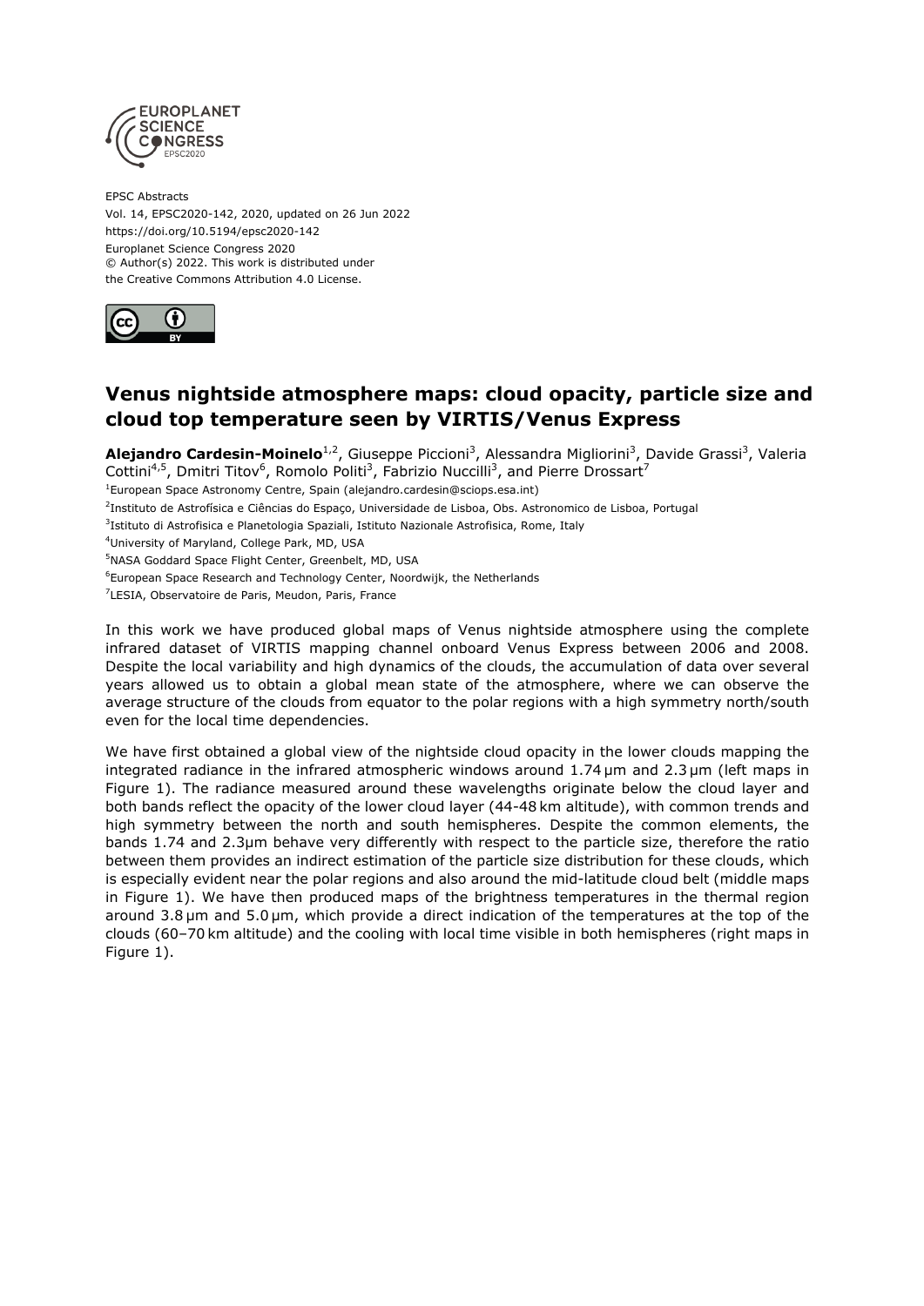EPSC Abstracts
Vol. 14, EPSC2020-142, 2020, updated on 26 Jun 2022
https://doi.org/10.5194/epsc2020-142
Europlanet Science Congress 2020
© Author(s) 2022. This work is distributed under
the Creative Commons Attribution 4.0 License.

# Venus nightside atmosphere maps: cloud opacity, particle size and cloud top temperature seen by VIRTIS/Venus Express

**Alejandro Cardesin-Moinelo**[1,2], Giuseppe Piccioni[3], Alessandra Migliorini[3], Davide Grassi[3], Valeria Cottini[4,5], Dmitri Titov[6], Romolo Politi[3], Fabrizio Nuccilli[3], and Pierre Drossart[7]

[1]European Space Astronomy Centre, Spain (alejandro.cardesin@sciops.esa.int)
[2]Instituto de Astrofísica e Ciências do Espaço, Universidade de Lisboa, Obs. Astronomico de Lisboa, Portugal
[3]Istituto di Astrofisica e Planetologia Spaziali, Istituto Nazionale Astrofisica, Rome, Italy
[4]University of Maryland, College Park, MD, USA
[5]NASA Goddard Space Flight Center, Greenbelt, MD, USA
[6]European Space Research and Technology Center, Noordwijk, the Netherlands
[7]LESIA, Observatoire de Paris, Meudon, Paris, France

In this work we have produced global maps of Venus nightside atmosphere using the complete infrared dataset of VIRTIS mapping channel onboard Venus Express between 2006 and 2008. Despite the local variability and high dynamics of the clouds, the accumulation of data over several years allowed us to obtain a global mean state of the atmosphere, where we can observe the average structure of the clouds from equator to the polar regions with a high symmetry north/south even for the local time dependencies.

We have first obtained a global view of the nightside cloud opacity in the lower clouds mapping the integrated radiance in the infrared atmospheric windows around 1.74 µm and 2.3 µm (left maps in Figure 1). The radiance measured around these wavelengths originate below the cloud layer and both bands reflect the opacity of the lower cloud layer (44-48 km altitude), with common trends and high symmetry between the north and south hemispheres. Despite the common elements, the bands 1.74 and 2.3µm behave very differently with respect to the particle size, therefore the ratio between them provides an indirect estimation of the particle size distribution for these clouds, which is especially evident near the polar regions and also around the mid-latitude cloud belt (middle maps in Figure 1). We have then produced maps of the brightness temperatures in the thermal region around 3.8 µm and 5.0 µm, which provide a direct indication of the temperatures at the top of the clouds (60–70 km altitude) and the cooling with local time visible in both hemispheres (right maps in Figure 1).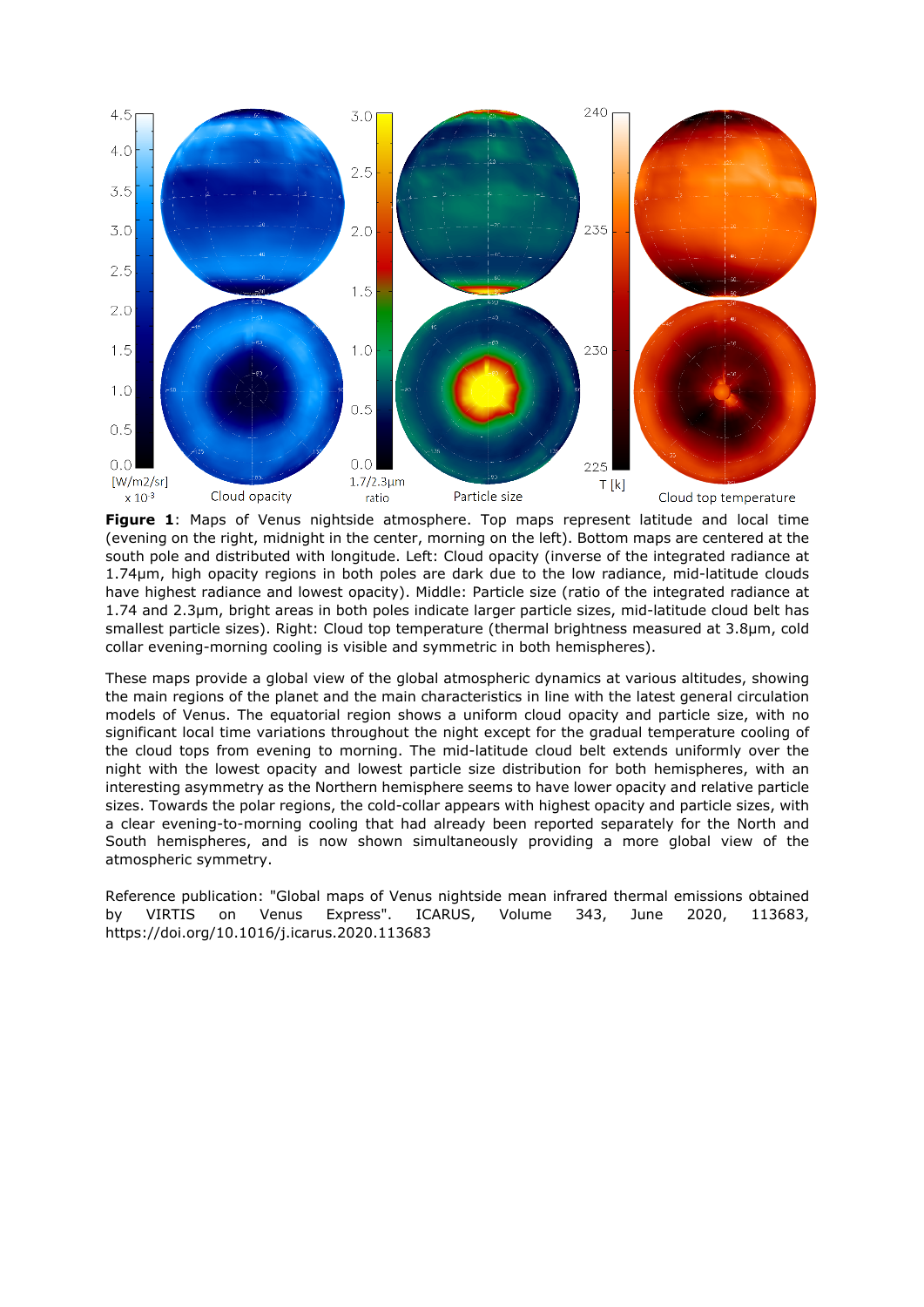4.5
4.0
3.5
3.0
2.5
2.0
1.5
1.0
0.5
0.0
[W/m2/sr]
x 10-3
Cloud opacity

3.0
2.5
2.0
1.5
1.0
0.5
0.0
1.7/2.3μm
ratio
Particle size

240
235
230
225
T [k]
Cloud top temperature

**Figure 1**: Maps of Venus nightside atmosphere. Top maps represent latitude and local time (evening on the right, midnight in the center, morning on the left). Bottom maps are centered at the south pole and distributed with longitude. Left: Cloud opacity (inverse of the integrated radiance at 1.74μm, high opacity regions in both poles are dark due to the low radiance, mid-latitude clouds have highest radiance and lowest opacity). Middle: Particle size (ratio of the integrated radiance at 1.74 and 2.3μm, bright areas in both poles indicate larger particle sizes, mid-latitude cloud belt has smallest particle sizes). Right: Cloud top temperature (thermal brightness measured at 3.8μm, cold collar evening-morning cooling is visible and symmetric in both hemispheres).

These maps provide a global view of the global atmospheric dynamics at various altitudes, showing the main regions of the planet and the main characteristics in line with the latest general circulation models of Venus. The equatorial region shows a uniform cloud opacity and particle size, with no significant local time variations throughout the night except for the gradual temperature cooling of the cloud tops from evening to morning. The mid-latitude cloud belt extends uniformly over the night with the lowest opacity and lowest particle size distribution for both hemispheres, with an interesting asymmetry as the Northern hemisphere seems to have lower opacity and relative particle sizes. Towards the polar regions, the cold-collar appears with highest opacity and particle sizes, with a clear evening-to-morning cooling that had already been reported separately for the North and South hemispheres, and is now shown simultaneously providing a more global view of the atmospheric symmetry.

Reference publication: "Global maps of Venus nightside mean infrared thermal emissions obtained by VIRTIS on Venus Express". ICARUS, Volume 343, June 2020, 113683, https://doi.org/10.1016/j.icarus.2020.113683